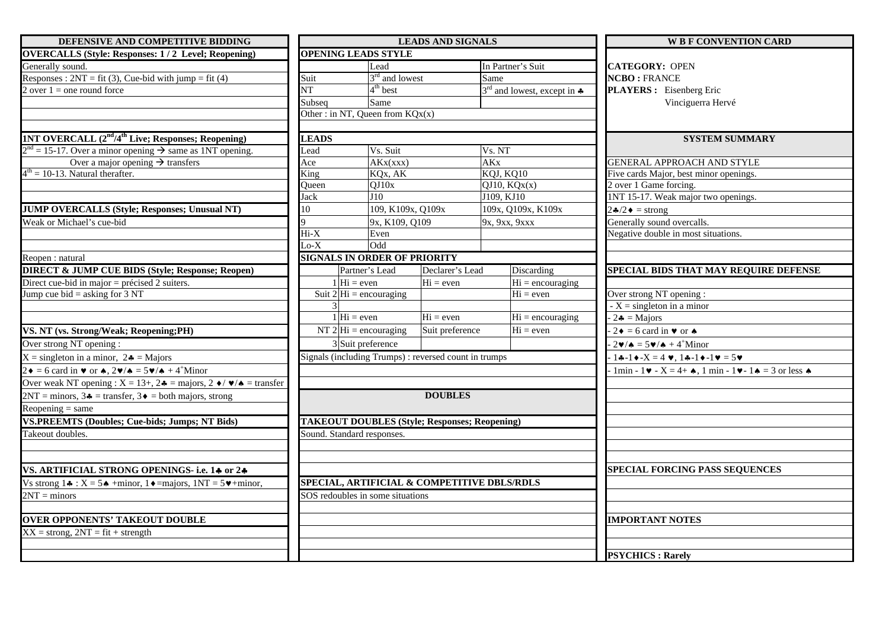## DEFENSIVE AND COMPETITIVE BIDDING

**OVERCALLS (Style: Responses: 1 / 2 Level; Reopening)**

Generally sound.

Responses : 2NT = fit (3), Cue-bid with jump = fit (4)

2 over 1 = one round force

**1NT OVERCALL (2nd/4th Live; Responses; Reopening)**

2nd = 15-17. Over a minor opening → same as 1NT opening.

Over a major opening → transfers

4th = 10-13. Natural therafter.

**JUMP OVERCALLS (Style; Responses; Unusual NT)**

Weak or Michael's cue-bid

Reopen : natural

**DIRECT & JUMP CUE BIDS (Style; Response; Reopen)**

Direct cue-bid in major = précised 2 suiters.

Jump cue bid = asking for 3 NT

**VS. NT (vs. Strong/Weak; Reopening;PH)**

Over strong NT opening :

X = singleton in a minor, 2♣ = Majors

2♦ = 6 card in ♥ or ♠, 2♥/♠ = 5♥/♠ + 4+Minor

Over weak NT opening : X = 13+, 2♣ = majors, 2 ♦/ ♥/♠ = transfer

2NT = minors, 3♣ = transfer, 3♦ = both majors, strong

Reopening = same

**VS.PREEMTS (Doubles; Cue-bids; Jumps; NT Bids)**

Takeout doubles.

**VS. ARTIFICIAL STRONG OPENINGS- i.e. 1♣ or 2♣**

Vs strong 1♣ : X = 5♠ +minor, 1♦=majors, 1NT = 5♥+minor,

2NT = minors

**OVER OPPONENTS' TAKEOUT DOUBLE**

XX = strong, 2NT = fit + strength

## LEADS AND SIGNALS

**OPENING LEADS STYLE**

| | Lead | In Partner's Suit |
|---|---|---|
| Suit | 3rd and lowest | Same |
| NT | 4th best | 3rd and lowest, except in ♣ |
| Subseq | Same | |

Other : in NT, Queen from KQx(x)

**LEADS**

| Lead | Vs. Suit | Vs. NT |
|---|---|---|
| Ace | AKx(xxx) | AKx |
| King | KQx, AK | KQJ, KQ10 |
| Queen | QJ10x | QJ10, KQx(x) |
| Jack | J10 | J109, KJ10 |
| 10 | 109, K109x, Q109x | 109x, Q109x, K109x |
| 9 | 9x, K109, Q109 | 9x, 9xx, 9xxx |
| Hi-X | Even | |
| Lo-X | Odd | |

**SIGNALS IN ORDER OF PRIORITY**

| | | Partner's Lead | Declarer's Lead | Discarding |
|---|---|---|---|---|
| Suit | 1 | Hi = even | Hi = even | Hi = encouraging |
| | 2 | Hi = encouraging | | Hi = even |
| | 3 | | | |
| NT | 1 | Hi = even | Hi = even | Hi = encouraging |
| | 2 | Hi = encouraging | Suit preference | Hi = even |
| | 3 | Suit preference | | |

Signals (including Trumps) : reversed count in trumps

## DOUBLES

**TAKEOUT DOUBLES (Style; Responses; Reopening)**

Sound. Standard responses.

**SPECIAL, ARTIFICIAL & COMPETITIVE DBLS/RDLS**

SOS redoubles in some situations

## W B F CONVENTION CARD

**CATEGORY:** OPEN

**NCBO :** FRANCE

**PLAYERS :** Eisenberg Eric
Vinciguerra Hervé

## SYSTEM SUMMARY

GENERAL APPROACH AND STYLE

Five cards Major, best minor openings.

2 over 1 Game forcing.

1NT 15-17. Weak major two openings.

2♣/2♦ = strong

Generally sound overcalls.

Negative double in most situations.

**SPECIAL BIDS THAT MAY REQUIRE DEFENSE**

Over strong NT opening :

- X = singleton in a minor
- 2♣ = Majors
- 2♦ = 6 card in ♥ or ♠
- 2♥/♠ = 5♥/♠ + 4+Minor
- 1♣-1♦-X = 4 ♥, 1♣-1♦-1♥ = 5♥
- 1min - 1♥ - X = 4+ ♠, 1 min - 1♥- 1♠ = 3 or less ♠

**SPECIAL FORCING PASS SEQUENCES**

**IMPORTANT NOTES**

**PSYCHICS : Rarely**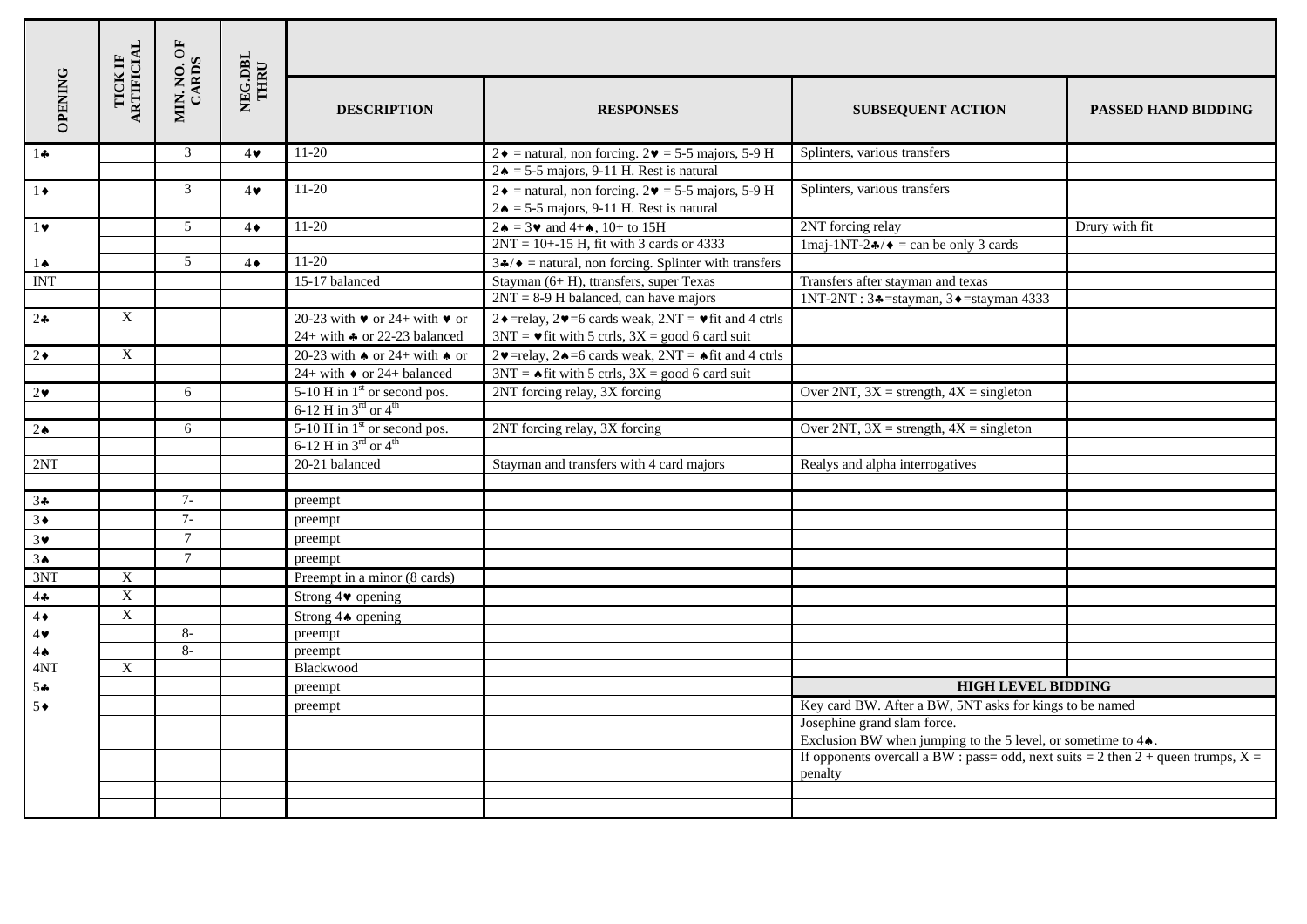| OPENING | TICK IF ARTIFICIAL | MIN. NO. OF CARDS | NEG.DBL THRU | DESCRIPTION | RESPONSES | SUBSEQUENT ACTION | PASSED HAND BIDDING |
|---|---|---|---|---|---|---|---|
| 1♣ | | 3 | 4♥ | 11-20 | 2♦ = natural, non forcing. 2♥ = 5-5 majors, 5-9 H | Splinters, various transfers | |
| | | | | | 2♠ = 5-5 majors, 9-11 H. Rest is natural | | |
| 1♦ | | 3 | 4♥ | 11-20 | 2♦ = natural, non forcing. 2♥ = 5-5 majors, 5-9 H | Splinters, various transfers | |
| | | | | | 2♠ = 5-5 majors, 9-11 H. Rest is natural | | |
| 1♥ | | 5 | 4♦ | 11-20 | 2♠ = 3♥ and 4+♠, 10+ to 15H | 2NT forcing relay | Drury with fit |
| | | | | | 2NT = 10+-15 H, fit with 3 cards or 4333 | 1maj-1NT-2♣/♦ = can be only 3 cards | |
| 1♠ | | 5 | 4♦ | 11-20 | 3♣/♦ = natural, non forcing. Splinter with transfers | | |
| INT | | | | 15-17 balanced | Stayman (6+ H), ttransfers, super Texas | Transfers after stayman and texas | |
| | | | | | 2NT = 8-9 H balanced, can have majors | 1NT-2NT : 3♣=stayman, 3♦=stayman 4333 | |
| 2♣ | X | | | 20-23 with ♥ or 24+ with ♥ or | 2♦=relay, 2♥=6 cards weak, 2NT = ♥fit and 4 ctrls | | |
| | | | | 24+ with ♣ or 22-23 balanced | 3NT = ♥fit with 5 ctrls, 3X = good 6 card suit | | |
| 2♦ | X | | | 20-23 with ♠ or 24+ with ♠ or | 2♥=relay, 2♠=6 cards weak, 2NT = ♠fit and 4 ctrls | | |
| | | | | 24+ with ♦ or 24+ balanced | 3NT = ♠fit with 5 ctrls, 3X = good 6 card suit | | |
| 2♥ | | 6 | | 5-10 H in 1st or second pos. | 2NT forcing relay, 3X forcing | Over 2NT, 3X = strength, 4X = singleton | |
| | | | | 6-12 H in 3rd or 4th | | | |
| 2♠ | | 6 | | 5-10 H in 1st or second pos. | 2NT forcing relay, 3X forcing | Over 2NT, 3X = strength, 4X = singleton | |
| | | | | 6-12 H in 3rd or 4th | | | |
| 2NT | | | | 20-21 balanced | Stayman and transfers with 4 card majors | Realys and alpha interrogatives | |
| | | | | | | | |
| 3♣ | | 7- | | preempt | | | |
| 3♦ | | 7- | | preempt | | | |
| 3♥ | | 7 | | preempt | | | |
| 3♠ | | 7 | | preempt | | | |
| 3NT | X | | | Preempt in a minor (8 cards) | | | |
| 4♣ | X | | | Strong 4♥ opening | | | |
| 4♦ | X | | | Strong 4♠ opening | | | |
| 4♥ | | 8- | | preempt | | | |
| 4♠ | | 8- | | preempt | | | |
| 4NT | X | | | Blackwood | | | |
| 5♣ | | | | preempt | | **HIGH LEVEL BIDDING** | |
| 5♦ | | | | preempt | | Key card BW. After a BW, 5NT asks for kings to be named | |
| | | | | | | Josephine grand slam force. | |
| | | | | | | Exclusion BW when jumping to the 5 level, or sometime to 4♠. | |
| | | | | | | If opponents overcall a BW : pass= odd, next suits = 2 then 2 + queen trumps, X = penalty | |
| | | | | | | | |
| | | | | | | | |